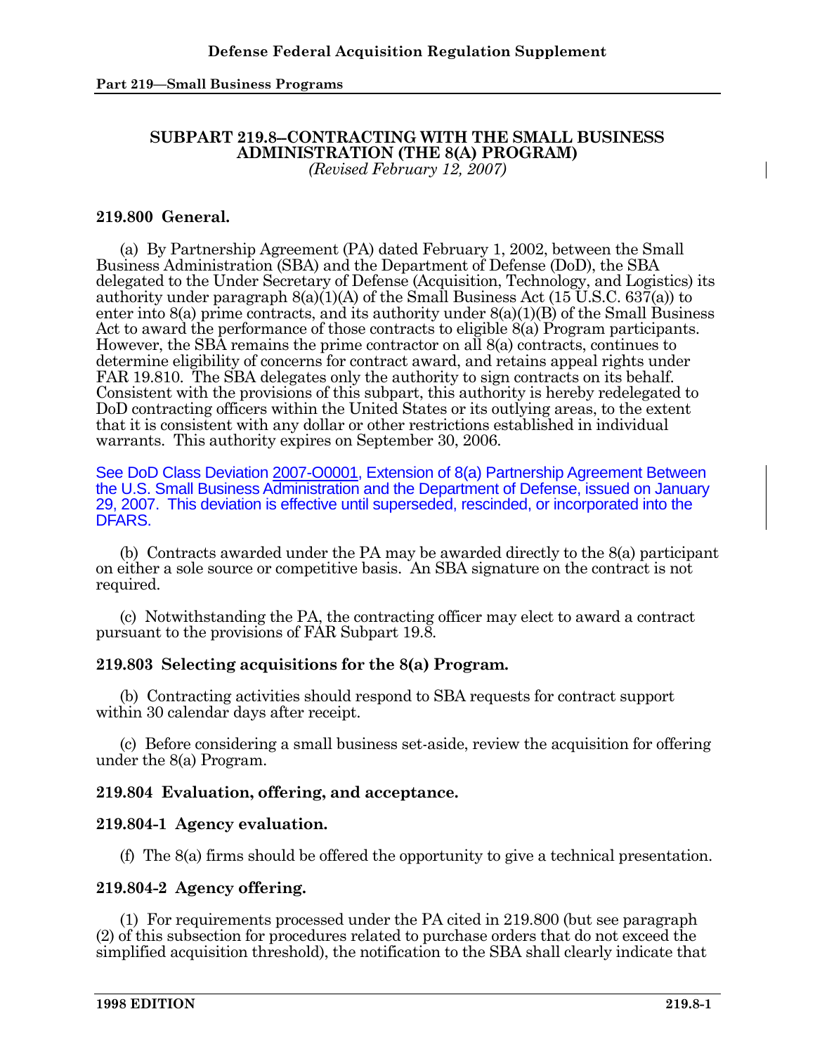# SUBPART 219.8--CONTRACTING WITH THE SMALL BUSINESS ADMINISTRATION (THE 8(A) PROGRAM)

*(Revised February 12, 2007)*

## 219.800 General.

(a) By Partnership Agreement (PA) dated February 1, 2002, between the Small Business Administration (SBA) and the Department of Defense (DoD), the SBA delegated to the Under Secretary of Defense (Acquisition, Technology, and Logistics) its authority under paragraph 8(a)(1)(A) of the Small Business Act (15 U.S.C. 637(a)) to enter into 8(a) prime contracts, and its authority under 8(a)(1)(B) of the Small Business Act to award the performance of those contracts to eligible 8(a) Program participants. However, the SBA remains the prime contractor on all 8(a) contracts, continues to determine eligibility of concerns for contract award, and retains appeal rights under FAR 19.810. The SBA delegates only the authority to sign contracts on its behalf. Consistent with the provisions of this subpart, this authority is hereby redelegated to DoD contracting officers within the United States or its outlying areas, to the extent that it is consistent with any dollar or other restrictions established in individual warrants. This authority expires on September 30, 2006.

See DoD Class Deviation 2007-O0001, Extension of 8(a) Partnership Agreement Between the U.S. Small Business Administration and the Department of Defense, issued on January 29, 2007. This deviation is effective until superseded, rescinded, or incorporated into the DFARS.

(b) Contracts awarded under the PA may be awarded directly to the 8(a) participant on either a sole source or competitive basis. An SBA signature on the contract is not required.

(c) Notwithstanding the PA, the contracting officer may elect to award a contract pursuant to the provisions of FAR Subpart 19.8.

## 219.803 Selecting acquisitions for the 8(a) Program.

(b) Contracting activities should respond to SBA requests for contract support within 30 calendar days after receipt.

(c) Before considering a small business set-aside, review the acquisition for offering under the 8(a) Program.

## 219.804 Evaluation, offering, and acceptance.

### 219.804-1 Agency evaluation.

(f) The 8(a) firms should be offered the opportunity to give a technical presentation.

### 219.804-2 Agency offering.

(1) For requirements processed under the PA cited in 219.800 (but see paragraph (2) of this subsection for procedures related to purchase orders that do not exceed the simplified acquisition threshold), the notification to the SBA shall clearly indicate that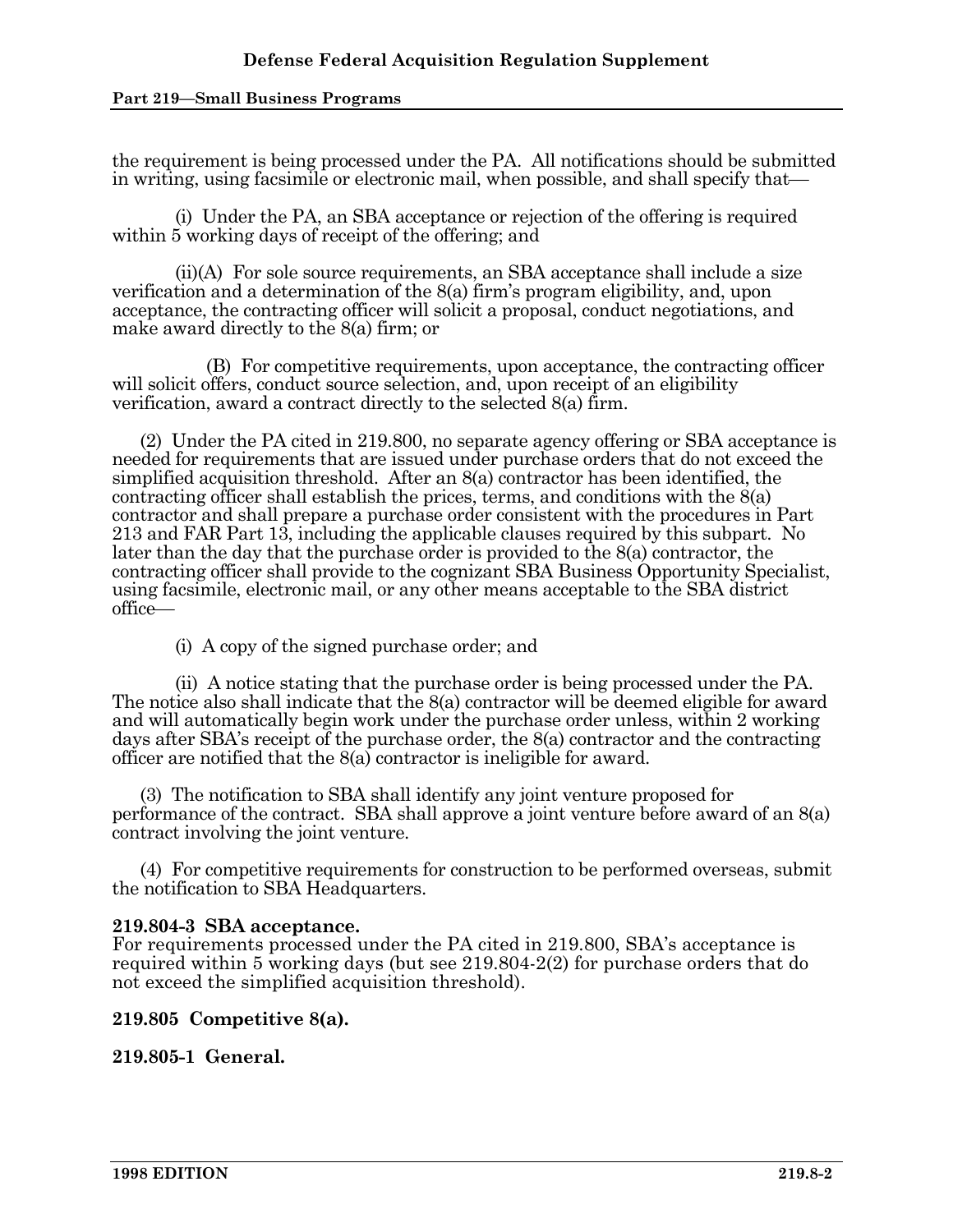the requirement is being processed under the PA. All notifications should be submitted in writing, using facsimile or electronic mail, when possible, and shall specify that—

(i) Under the PA, an SBA acceptance or rejection of the offering is required within 5 working days of receipt of the offering; and

(ii)(A) For sole source requirements, an SBA acceptance shall include a size verification and a determination of the 8(a) firm's program eligibility, and, upon acceptance, the contracting officer will solicit a proposal, conduct negotiations, and make award directly to the 8(a) firm; or

(B) For competitive requirements, upon acceptance, the contracting officer will solicit offers, conduct source selection, and, upon receipt of an eligibility verification, award a contract directly to the selected 8(a) firm.

(2) Under the PA cited in 219.800, no separate agency offering or SBA acceptance is needed for requirements that are issued under purchase orders that do not exceed the simplified acquisition threshold. After an 8(a) contractor has been identified, the contracting officer shall establish the prices, terms, and conditions with the 8(a) contractor and shall prepare a purchase order consistent with the procedures in Part 213 and FAR Part 13, including the applicable clauses required by this subpart. No later than the day that the purchase order is provided to the 8(a) contractor, the contracting officer shall provide to the cognizant SBA Business Opportunity Specialist, using facsimile, electronic mail, or any other means acceptable to the SBA district office—

(i) A copy of the signed purchase order; and

(ii) A notice stating that the purchase order is being processed under the PA. The notice also shall indicate that the 8(a) contractor will be deemed eligible for award and will automatically begin work under the purchase order unless, within 2 working days after SBA's receipt of the purchase order, the 8(a) contractor and the contracting officer are notified that the 8(a) contractor is ineligible for award.

(3) The notification to SBA shall identify any joint venture proposed for performance of the contract. SBA shall approve a joint venture before award of an 8(a) contract involving the joint venture.

(4) For competitive requirements for construction to be performed overseas, submit the notification to SBA Headquarters.

**219.804-3 SBA acceptance.**
For requirements processed under the PA cited in 219.800, SBA's acceptance is required within 5 working days (but see 219.804-2(2) for purchase orders that do not exceed the simplified acquisition threshold).

**219.805 Competitive 8(a).**

**219.805-1 General.**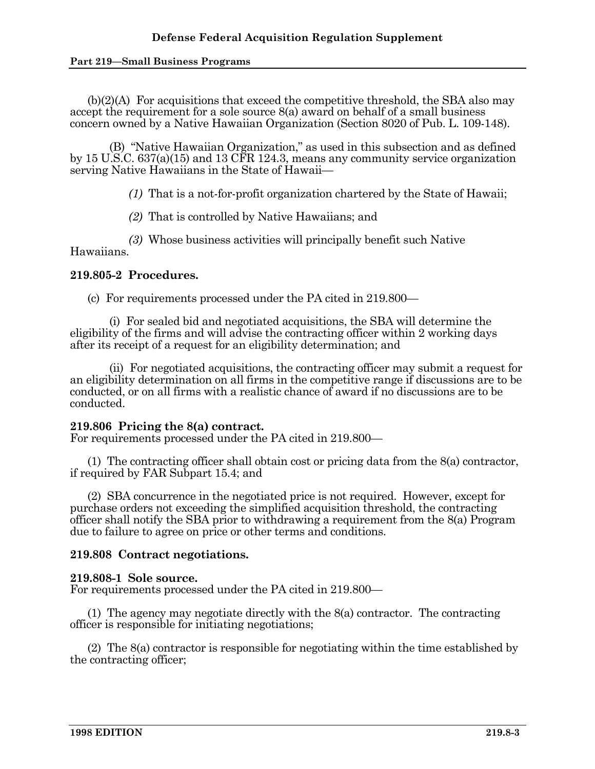(b)(2)(A) For acquisitions that exceed the competitive threshold, the SBA also may accept the requirement for a sole source 8(a) award on behalf of a small business concern owned by a Native Hawaiian Organization (Section 8020 of Pub. L. 109-148).

(B) "Native Hawaiian Organization," as used in this subsection and as defined by 15 U.S.C. 637(a)(15) and 13 CFR 124.3, means any community service organization serving Native Hawaiians in the State of Hawaii—

*(1)* That is a not-for-profit organization chartered by the State of Hawaii;

*(2)* That is controlled by Native Hawaiians; and

*(3)* Whose business activities will principally benefit such Native Hawaiians.

**219.805-2 Procedures.**

(c) For requirements processed under the PA cited in 219.800—

(i) For sealed bid and negotiated acquisitions, the SBA will determine the eligibility of the firms and will advise the contracting officer within 2 working days after its receipt of a request for an eligibility determination; and

(ii) For negotiated acquisitions, the contracting officer may submit a request for an eligibility determination on all firms in the competitive range if discussions are to be conducted, or on all firms with a realistic chance of award if no discussions are to be conducted.

**219.806 Pricing the 8(a) contract.**

For requirements processed under the PA cited in 219.800—

(1) The contracting officer shall obtain cost or pricing data from the 8(a) contractor, if required by FAR Subpart 15.4; and

(2) SBA concurrence in the negotiated price is not required. However, except for purchase orders not exceeding the simplified acquisition threshold, the contracting officer shall notify the SBA prior to withdrawing a requirement from the 8(a) Program due to failure to agree on price or other terms and conditions.

**219.808 Contract negotiations.**

**219.808-1 Sole source.**

For requirements processed under the PA cited in 219.800—

(1) The agency may negotiate directly with the 8(a) contractor. The contracting officer is responsible for initiating negotiations;

(2) The 8(a) contractor is responsible for negotiating within the time established by the contracting officer;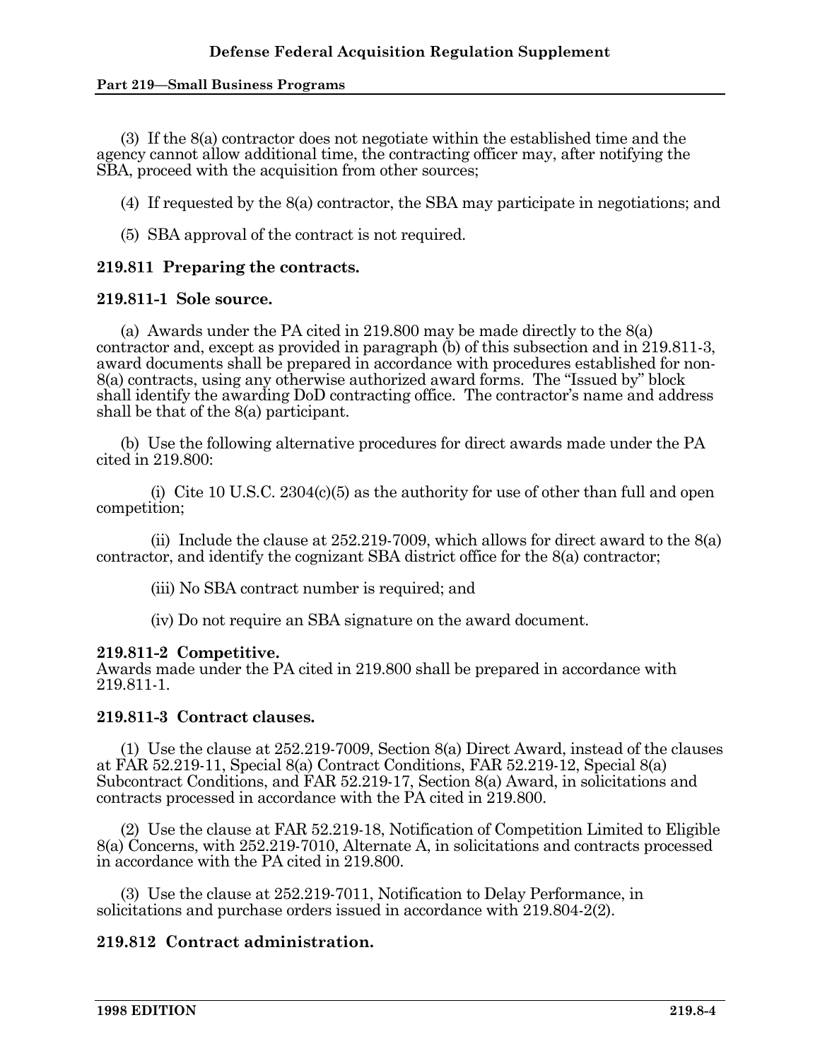(3) If the 8(a) contractor does not negotiate within the established time and the agency cannot allow additional time, the contracting officer may, after notifying the SBA, proceed with the acquisition from other sources;

(4) If requested by the 8(a) contractor, the SBA may participate in negotiations; and

(5) SBA approval of the contract is not required.

## 219.811 Preparing the contracts.

### 219.811-1 Sole source.

(a) Awards under the PA cited in 219.800 may be made directly to the 8(a) contractor and, except as provided in paragraph (b) of this subsection and in 219.811-3, award documents shall be prepared in accordance with procedures established for non-8(a) contracts, using any otherwise authorized award forms. The "Issued by" block shall identify the awarding DoD contracting office. The contractor's name and address shall be that of the 8(a) participant.

(b) Use the following alternative procedures for direct awards made under the PA cited in 219.800:

(i) Cite 10 U.S.C. 2304(c)(5) as the authority for use of other than full and open competition;

(ii) Include the clause at 252.219-7009, which allows for direct award to the 8(a) contractor, and identify the cognizant SBA district office for the 8(a) contractor;

(iii) No SBA contract number is required; and

(iv) Do not require an SBA signature on the award document.

### 219.811-2 Competitive.

Awards made under the PA cited in 219.800 shall be prepared in accordance with 219.811-1.

### 219.811-3 Contract clauses.

(1) Use the clause at 252.219-7009, Section 8(a) Direct Award, instead of the clauses at FAR 52.219-11, Special 8(a) Contract Conditions, FAR 52.219-12, Special 8(a) Subcontract Conditions, and FAR 52.219-17, Section 8(a) Award, in solicitations and contracts processed in accordance with the PA cited in 219.800.

(2) Use the clause at FAR 52.219-18, Notification of Competition Limited to Eligible 8(a) Concerns, with 252.219-7010, Alternate A, in solicitations and contracts processed in accordance with the PA cited in 219.800.

(3) Use the clause at 252.219-7011, Notification to Delay Performance, in solicitations and purchase orders issued in accordance with 219.804-2(2).

## 219.812 Contract administration.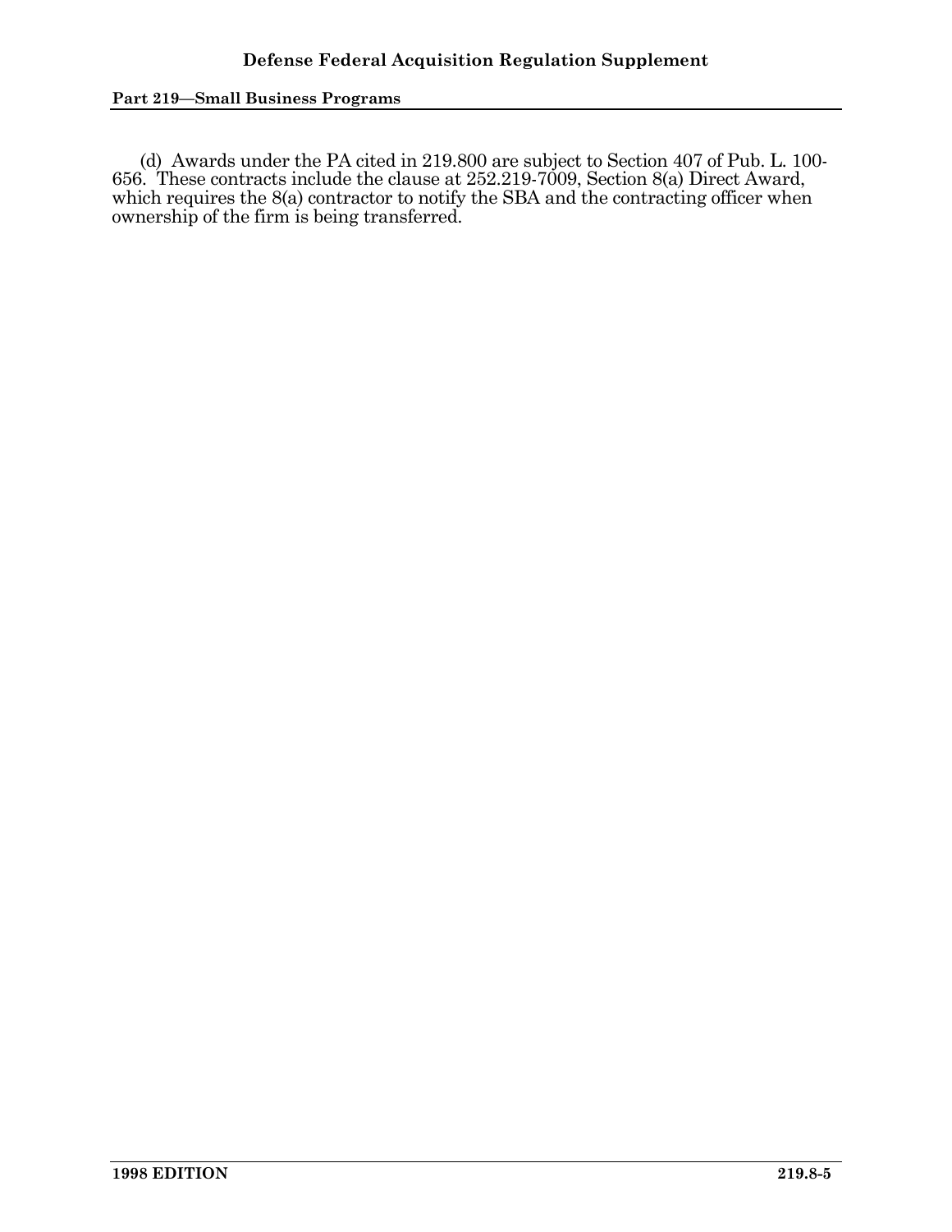(d) Awards under the PA cited in 219.800 are subject to Section 407 of Pub. L. 100-656. These contracts include the clause at 252.219-7009, Section 8(a) Direct Award, which requires the 8(a) contractor to notify the SBA and the contracting officer when ownership of the firm is being transferred.